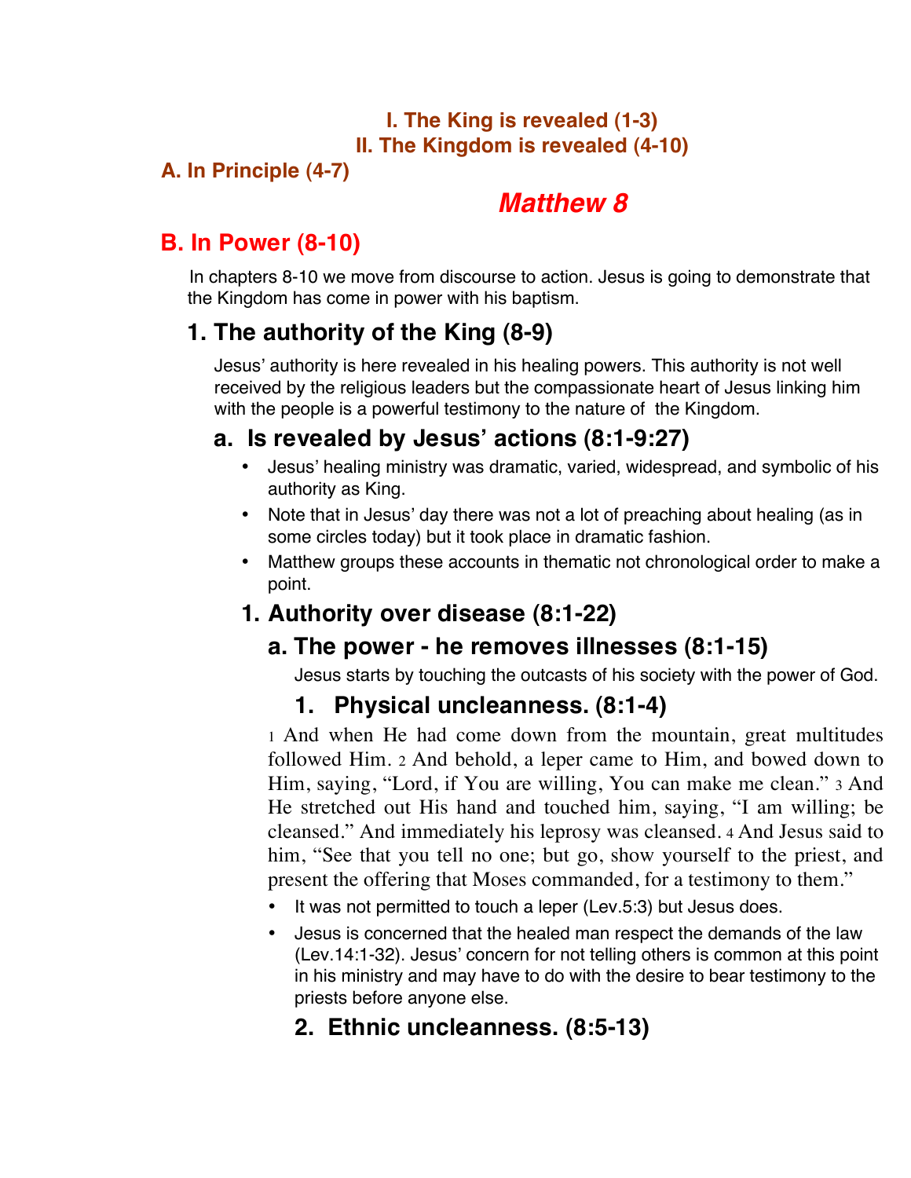### I. The King is revealed (1-3)
### II. The Kingdom is revealed (4-10)

### A. In Principle (4-7)

# *Matthew 8*

## B. In Power (8-10)

In chapters 8-10 we move from discourse to action. Jesus is going to demonstrate that the Kingdom has come in power with his baptism.

### 1. The authority of the King (8-9)

Jesus' authority is here revealed in his healing powers. This authority is not well received by the religious leaders but the compassionate heart of Jesus linking him with the people is a powerful testimony to the nature of the Kingdom.

#### a. Is revealed by Jesus' actions (8:1-9:27)

- Jesus' healing ministry was dramatic, varied, widespread, and symbolic of his authority as King.
- Note that in Jesus' day there was not a lot of preaching about healing (as in some circles today) but it took place in dramatic fashion.
- Matthew groups these accounts in thematic not chronological order to make a point.

#### 1. Authority over disease (8:1-22)

#### a. The power - he removes illnesses (8:1-15)

Jesus starts by touching the outcasts of his society with the power of God.

#### 1. Physical uncleanness. (8:1-4)

1 And when He had come down from the mountain, great multitudes followed Him. 2 And behold, a leper came to Him, and bowed down to Him, saying, "Lord, if You are willing, You can make me clean." 3 And He stretched out His hand and touched him, saying, "I am willing; be cleansed." And immediately his leprosy was cleansed. 4 And Jesus said to him, "See that you tell no one; but go, show yourself to the priest, and present the offering that Moses commanded, for a testimony to them."

- It was not permitted to touch a leper (Lev.5:3) but Jesus does.
- Jesus is concerned that the healed man respect the demands of the law (Lev.14:1-32). Jesus' concern for not telling others is common at this point in his ministry and may have to do with the desire to bear testimony to the priests before anyone else.

#### 2. Ethnic uncleanness. (8:5-13)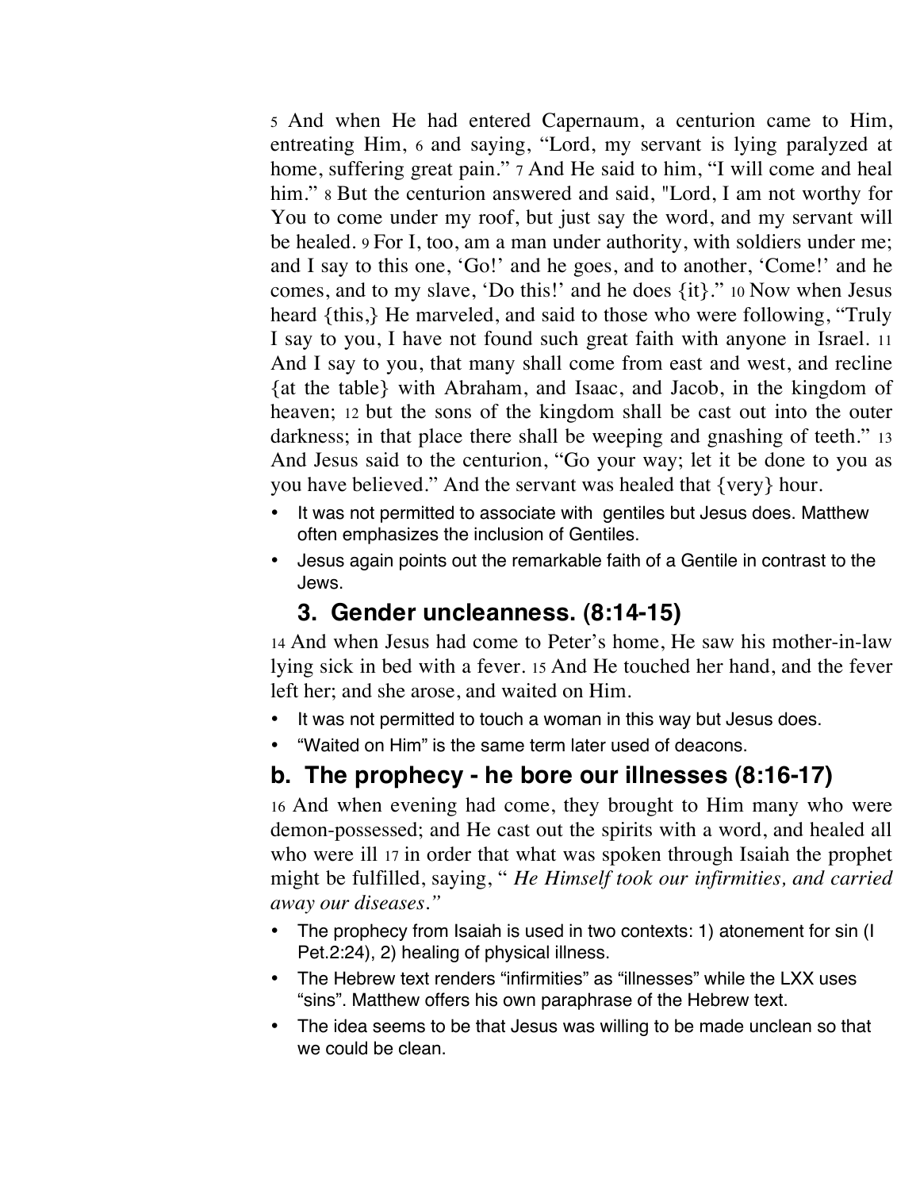5 And when He had entered Capernaum, a centurion came to Him, entreating Him, 6 and saying, “Lord, my servant is lying paralyzed at home, suffering great pain.” 7 And He said to him, “I will come and heal him.” 8 But the centurion answered and said, "Lord, I am not worthy for You to come under my roof, but just say the word, and my servant will be healed. 9 For I, too, am a man under authority, with soldiers under me; and I say to this one, ‘Go!’ and he goes, and to another, ‘Come!’ and he comes, and to my slave, ‘Do this!’ and he does {it}.” 10 Now when Jesus heard {this,} He marveled, and said to those who were following, “Truly I say to you, I have not found such great faith with anyone in Israel. 11 And I say to you, that many shall come from east and west, and recline {at the table} with Abraham, and Isaac, and Jacob, in the kingdom of heaven; 12 but the sons of the kingdom shall be cast out into the outer darkness; in that place there shall be weeping and gnashing of teeth.” 13 And Jesus said to the centurion, “Go your way; let it be done to you as you have believed.” And the servant was healed that {very} hour.

- It was not permitted to associate with gentiles but Jesus does. Matthew often emphasizes the inclusion of Gentiles.
- Jesus again points out the remarkable faith of a Gentile in contrast to the Jews.

### 3. Gender uncleanness. (8:14-15)

14 And when Jesus had come to Peter’s home, He saw his mother-in-law lying sick in bed with a fever. 15 And He touched her hand, and the fever left her; and she arose, and waited on Him.

- It was not permitted to touch a woman in this way but Jesus does.
- “Waited on Him” is the same term later used of deacons.

## b. The prophecy - he bore our illnesses (8:16-17)

16 And when evening had come, they brought to Him many who were demon-possessed; and He cast out the spirits with a word, and healed all who were ill 17 in order that what was spoken through Isaiah the prophet might be fulfilled, saying, “ *He Himself took our infirmities, and carried away our diseases.”*

- The prophecy from Isaiah is used in two contexts: 1) atonement for sin (I Pet.2:24), 2) healing of physical illness.
- The Hebrew text renders “infirmities” as “illnesses” while the LXX uses “sins”. Matthew offers his own paraphrase of the Hebrew text.
- The idea seems to be that Jesus was willing to be made unclean so that we could be clean.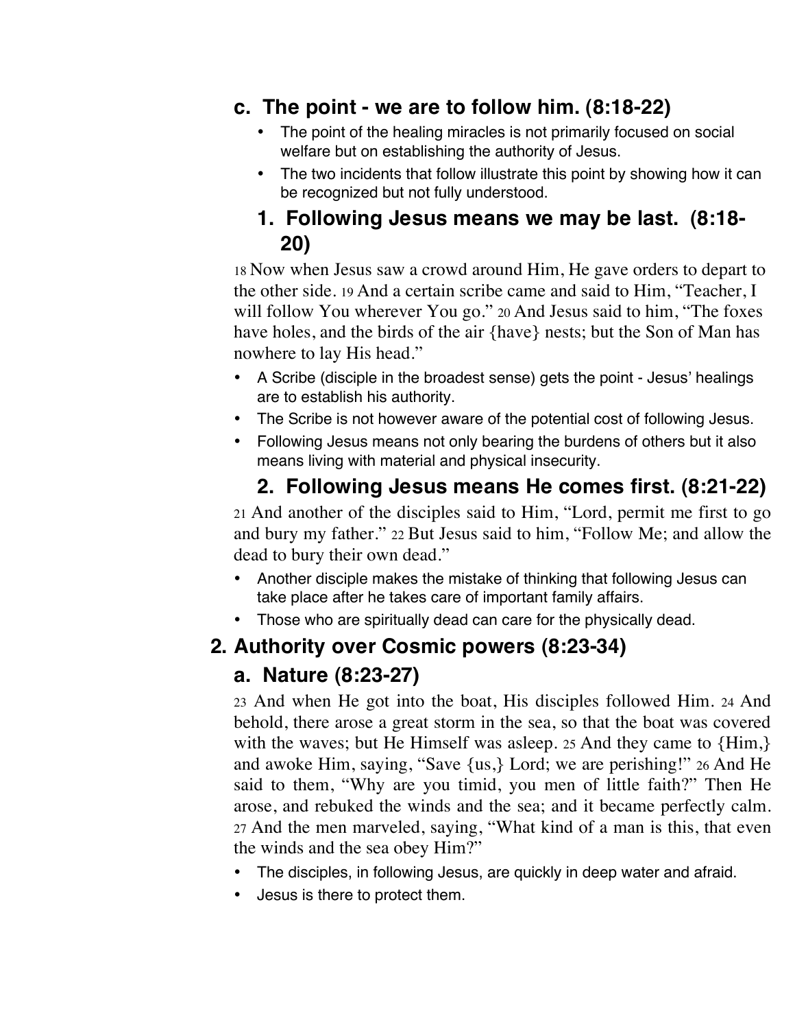### c. The point - we are to follow him. (8:18-22)

- The point of the healing miracles is not primarily focused on social welfare but on establishing the authority of Jesus.
- The two incidents that follow illustrate this point by showing how it can be recognized but not fully understood.

#### 1. Following Jesus means we may be last. (8:18-20)

18 Now when Jesus saw a crowd around Him, He gave orders to depart to the other side. 19 And a certain scribe came and said to Him, "Teacher, I will follow You wherever You go." 20 And Jesus said to him, "The foxes have holes, and the birds of the air {have} nests; but the Son of Man has nowhere to lay His head."

- A Scribe (disciple in the broadest sense) gets the point - Jesus' healings are to establish his authority.
- The Scribe is not however aware of the potential cost of following Jesus.
- Following Jesus means not only bearing the burdens of others but it also means living with material and physical insecurity.

#### 2. Following Jesus means He comes first. (8:21-22)

21 And another of the disciples said to Him, "Lord, permit me first to go and bury my father." 22 But Jesus said to him, "Follow Me; and allow the dead to bury their own dead."

- Another disciple makes the mistake of thinking that following Jesus can take place after he takes care of important family affairs.
- Those who are spiritually dead can care for the physically dead.

## 2. Authority over Cosmic powers (8:23-34)

### a. Nature (8:23-27)

23 And when He got into the boat, His disciples followed Him. 24 And behold, there arose a great storm in the sea, so that the boat was covered with the waves; but He Himself was asleep. 25 And they came to {Him,} and awoke Him, saying, "Save {us,} Lord; we are perishing!" 26 And He said to them, "Why are you timid, you men of little faith?" Then He arose, and rebuked the winds and the sea; and it became perfectly calm. 27 And the men marveled, saying, "What kind of a man is this, that even the winds and the sea obey Him?"

- The disciples, in following Jesus, are quickly in deep water and afraid.
- Jesus is there to protect them.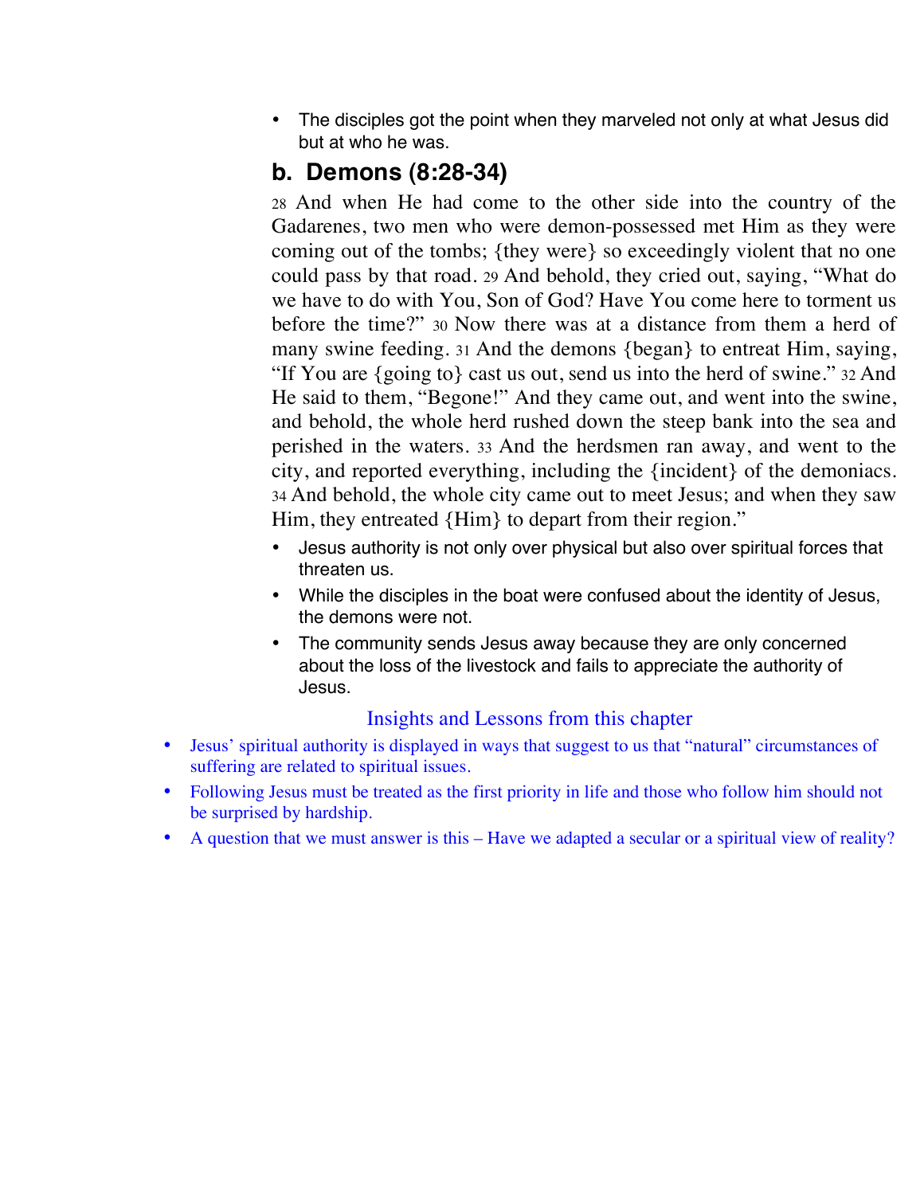- The disciples got the point when they marveled not only at what Jesus did but at who he was.

## b. Demons (8:28-34)

28 And when He had come to the other side into the country of the Gadarenes, two men who were demon-possessed met Him as they were coming out of the tombs; {they were} so exceedingly violent that no one could pass by that road. 29 And behold, they cried out, saying, "What do we have to do with You, Son of God? Have You come here to torment us before the time?" 30 Now there was at a distance from them a herd of many swine feeding. 31 And the demons {began} to entreat Him, saying, "If You are {going to} cast us out, send us into the herd of swine." 32 And He said to them, "Begone!" And they came out, and went into the swine, and behold, the whole herd rushed down the steep bank into the sea and perished in the waters. 33 And the herdsmen ran away, and went to the city, and reported everything, including the {incident} of the demoniacs. 34 And behold, the whole city came out to meet Jesus; and when they saw Him, they entreated {Him} to depart from their region."

- Jesus authority is not only over physical but also over spiritual forces that threaten us.
- While the disciples in the boat were confused about the identity of Jesus, the demons were not.
- The community sends Jesus away because they are only concerned about the loss of the livestock and fails to appreciate the authority of Jesus.

### Insights and Lessons from this chapter

- Jesus' spiritual authority is displayed in ways that suggest to us that "natural" circumstances of suffering are related to spiritual issues.
- Following Jesus must be treated as the first priority in life and those who follow him should not be surprised by hardship.
- A question that we must answer is this – Have we adapted a secular or a spiritual view of reality?